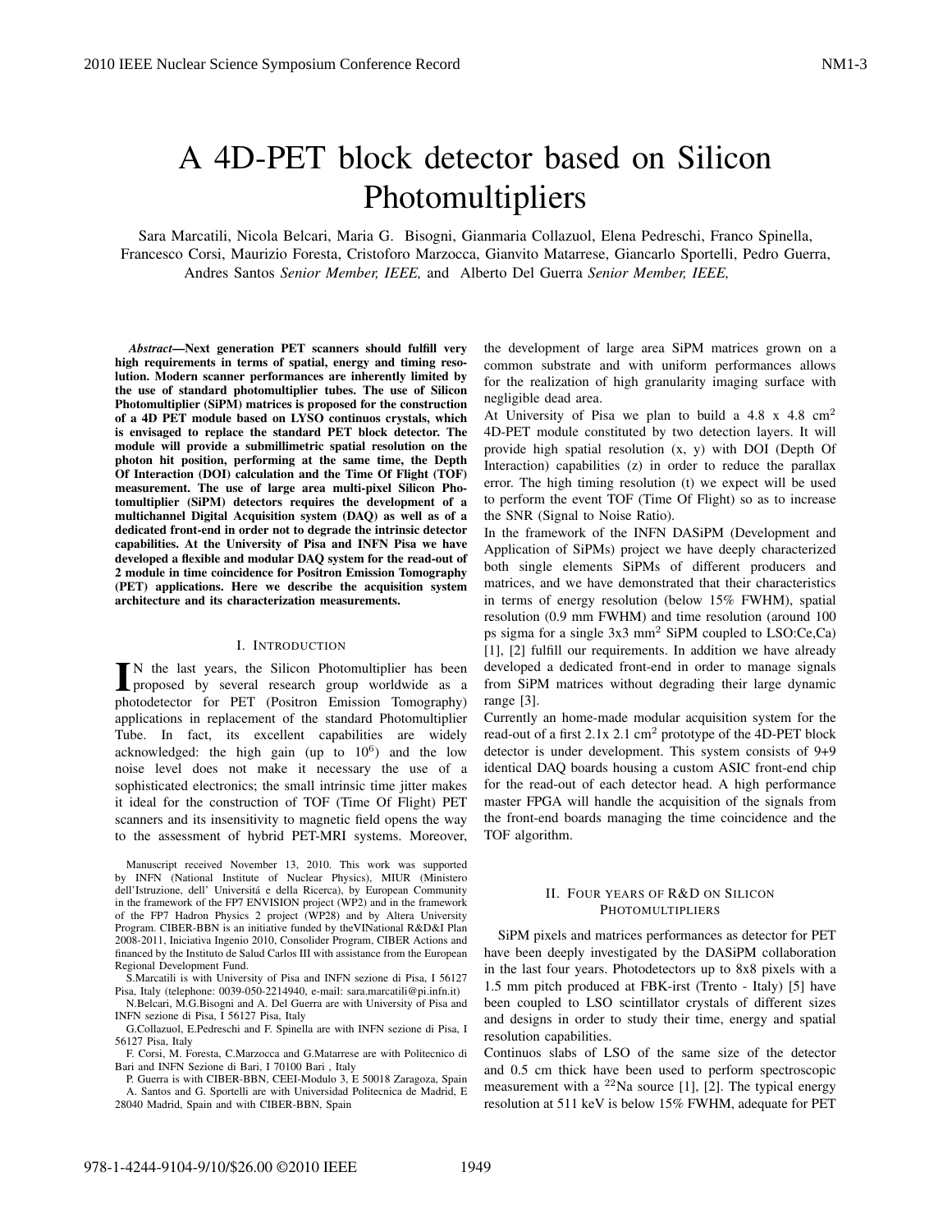# A 4D-PET block detector based on Silicon Photomultipliers

Sara Marcatili, Nicola Belcari, Maria G. Bisogni, Gianmaria Collazuol, Elena Pedreschi, Franco Spinella, Francesco Corsi, Maurizio Foresta, Cristoforo Marzocca, Gianvito Matarrese, Giancarlo Sportelli, Pedro Guerra, Andres Santos *Senior Member, IEEE,* and Alberto Del Guerra *Senior Member, IEEE,*

***Abstract*—Next generation PET scanners should fulfill very high requirements in terms of spatial, energy and timing resolution. Modern scanner performances are inherently limited by the use of standard photomultiplier tubes. The use of Silicon Photomultiplier (SiPM) matrices is proposed for the construction of a 4D PET module based on LYSO continuos crystals, which is envisaged to replace the standard PET block detector. The module will provide a submillimetric spatial resolution on the photon hit position, performing at the same time, the Depth Of Interaction (DOI) calculation and the Time Of Flight (TOF) measurement. The use of large area multi-pixel Silicon Photomultiplier (SiPM) detectors requires the development of a multichannel Digital Acquisition system (DAQ) as well as of a dedicated front-end in order not to degrade the intrinsic detector capabilities. At the University of Pisa and INFN Pisa we have developed a flexible and modular DAQ system for the read-out of 2 module in time coincidence for Positron Emission Tomography (PET) applications. Here we describe the acquisition system architecture and its characterization measurements.**

## I. Introduction

IN the last years, the Silicon Photomultiplier has been proposed by several research group worldwide as a photodetector for PET (Positron Emission Tomography) applications in replacement of the standard Photomultiplier Tube. In fact, its excellent capabilities are widely acknowledged: the high gain (up to $10^6$) and the low noise level does not make it necessary the use of a sophisticated electronics; the small intrinsic time jitter makes it ideal for the construction of TOF (Time Of Flight) PET scanners and its insensitivity to magnetic field opens the way to the assessment of hybrid PET-MRI systems. Moreover, the development of large area SiPM matrices grown on a common substrate and with uniform performances allows for the realization of high granularity imaging surface with negligible dead area.

At University of Pisa we plan to build a 4.8 x 4.8 cm$^2$ 4D-PET module constituted by two detection layers. It will provide high spatial resolution (x, y) with DOI (Depth Of Interaction) capabilities (z) in order to reduce the parallax error. The high timing resolution (t) we expect will be used to perform the event TOF (Time Of Flight) so as to increase the SNR (Signal to Noise Ratio).

In the framework of the INFN DASiPM (Development and Application of SiPMs) project we have deeply characterized both single elements SiPMs of different producers and matrices, and we have demonstrated that their characteristics in terms of energy resolution (below 15% FWHM), spatial resolution (0.9 mm FWHM) and time resolution (around 100 ps sigma for a single 3x3 mm$^2$ SiPM coupled to LSO:Ce,Ca) [1], [2] fulfill our requirements. In addition we have already developed a dedicated front-end in order to manage signals from SiPM matrices without degrading their large dynamic range [3].

Currently an home-made modular acquisition system for the read-out of a first 2.1x 2.1 cm$^2$ prototype of the 4D-PET block detector is under development. This system consists of 9+9 identical DAQ boards housing a custom ASIC front-end chip for the read-out of each detector head. A high performance master FPGA will handle the acquisition of the signals from the front-end boards managing the time coincidence and the TOF algorithm.

Manuscript received November 13, 2010. This work was supported by INFN (National Institute of Nuclear Physics), MIUR (Ministero dell'Istruzione, dell' Universitá e della Ricerca), by European Community in the framework of the FP7 ENVISION project (WP2) and in the framework of the FP7 Hadron Physics 2 project (WP28) and by Altera University Program. CIBER-BBN is an initiative funded by theVINational R&D&I Plan 2008-2011, Iniciativa Ingenio 2010, Consolider Program, CIBER Actions and financed by the Instituto de Salud Carlos III with assistance from the European Regional Development Fund.

S.Marcatili is with University of Pisa and INFN sezione di Pisa, I 56127 Pisa, Italy (telephone: 0039-050-2214940, e-mail: sara.marcatili@pi.infn.it)

N.Belcari, M.G.Bisogni and A. Del Guerra are with University of Pisa and INFN sezione di Pisa, I 56127 Pisa, Italy

G.Collazuol, E.Pedreschi and F. Spinella are with INFN sezione di Pisa, I 56127 Pisa, Italy

F. Corsi, M. Foresta, C.Marzocca and G.Matarrese are with Politecnico di Bari and INFN Sezione di Bari, I 70100 Bari , Italy

P. Guerra is with CIBER-BBN, CEEI-Modulo 3, E 50018 Zaragoza, Spain

A. Santos and G. Sportelli are with Universidad Politecnica de Madrid, E 28040 Madrid, Spain and with CIBER-BBN, Spain

## II. Four years of R&D on Silicon Photomultipliers

SiPM pixels and matrices performances as detector for PET have been deeply investigated by the DASiPM collaboration in the last four years. Photodetectors up to 8x8 pixels with a 1.5 mm pitch produced at FBK-irst (Trento - Italy) [5] have been coupled to LSO scintillator crystals of different sizes and designs in order to study their time, energy and spatial resolution capabilities.

Continuos slabs of LSO of the same size of the detector and 0.5 cm thick have been used to perform spectroscopic measurement with a $^{22}$Na source [1], [2]. The typical energy resolution at 511 keV is below 15% FWHM, adequate for PET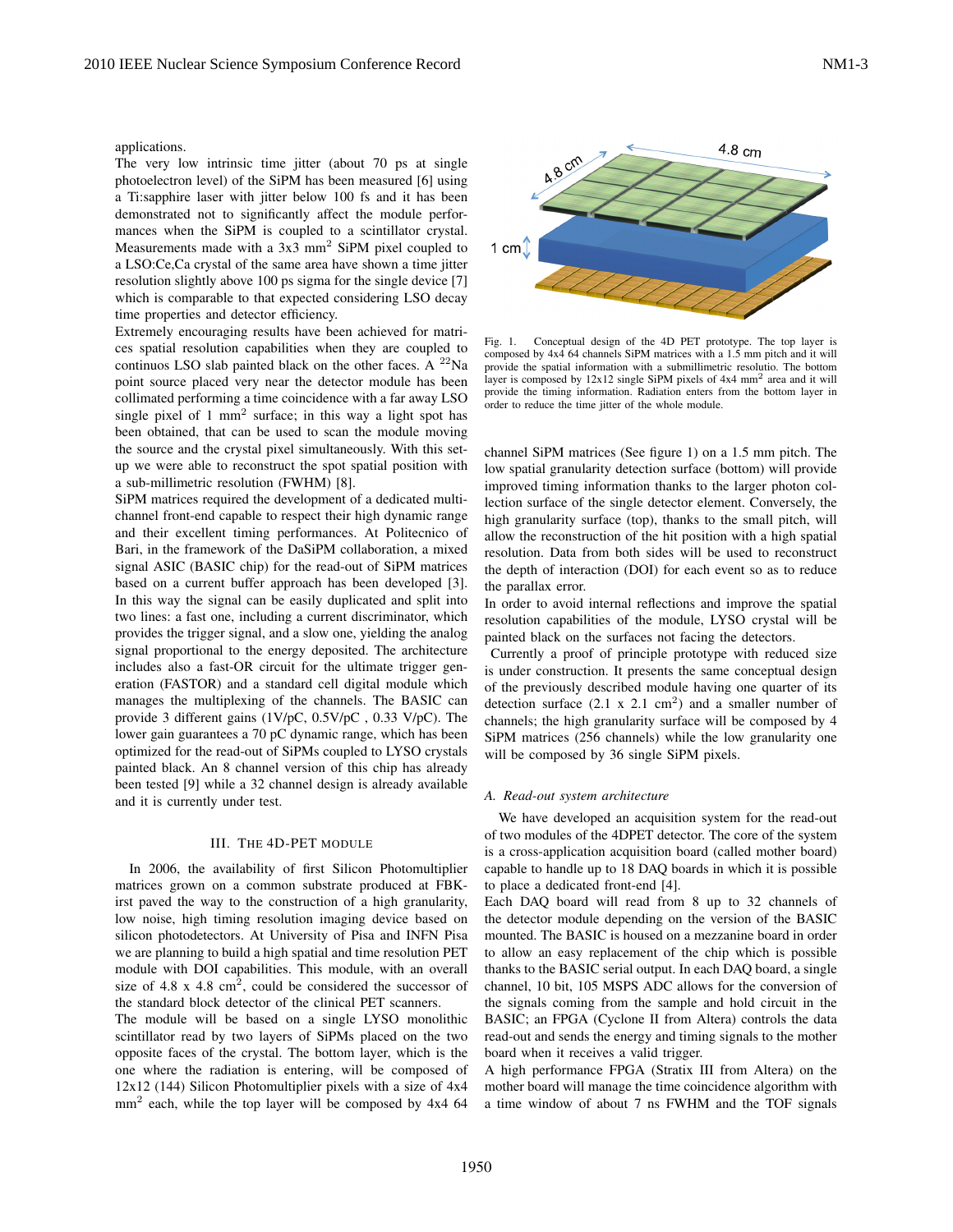applications.

The very low intrinsic time jitter (about 70 ps at single photoelectron level) of the SiPM has been measured [6] using a Ti:sapphire laser with jitter below 100 fs and it has been demonstrated not to significantly affect the module performances when the SiPM is coupled to a scintillator crystal. Measurements made with a 3x3 $mm^2$ SiPM pixel coupled to a LSO:Ce,Ca crystal of the same area have shown a time jitter resolution slightly above 100 ps sigma for the single device [7] which is comparable to that expected considering LSO decay time properties and detector efficiency.

Extremely encouraging results have been achieved for matrices spatial resolution capabilities when they are coupled to continuos LSO slab painted black on the other faces. A $^{22}$Na point source placed very near the detector module has been collimated performing a time coincidence with a far away LSO single pixel of 1 $mm^2$ surface; in this way a light spot has been obtained, that can be used to scan the module moving the source and the crystal pixel simultaneously. With this setup we were able to reconstruct the spot spatial position with a sub-millimetric resolution (FWHM) [8].

SiPM matrices required the development of a dedicated multichannel front-end capable to respect their high dynamic range and their excellent timing performances. At Politecnico of Bari, in the framework of the DaSiPM collaboration, a mixed signal ASIC (BASIC chip) for the read-out of SiPM matrices based on a current buffer approach has been developed [3]. In this way the signal can be easily duplicated and split into two lines: a fast one, including a current discriminator, which provides the trigger signal, and a slow one, yielding the analog signal proportional to the energy deposited. The architecture includes also a fast-OR circuit for the ultimate trigger generation (FASTOR) and a standard cell digital module which manages the multiplexing of the channels. The BASIC can provide 3 different gains (1V/pC, 0.5V/pC , 0.33 V/pC). The lower gain guarantees a 70 pC dynamic range, which has been optimized for the read-out of SiPMs coupled to LYSO crystals painted black. An 8 channel version of this chip has already been tested [9] while a 32 channel design is already available and it is currently under test.

## III. The 4D-PET module

In 2006, the availability of first Silicon Photomultiplier matrices grown on a common substrate produced at FBK-irst paved the way to the construction of a high granularity, low noise, high timing resolution imaging device based on silicon photodetectors. At University of Pisa and INFN Pisa we are planning to build a high spatial and time resolution PET module with DOI capabilities. This module, with an overall size of 4.8 x 4.8 $cm^2$, could be considered the successor of the standard block detector of the clinical PET scanners.

The module will be based on a single LYSO monolithic scintillator read by two layers of SiPMs placed on the two opposite faces of the crystal. The bottom layer, which is the one where the radiation is entering, will be composed of 12x12 (144) Silicon Photomultiplier pixels with a size of 4x4 $mm^2$ each, while the top layer will be composed by 4x4 64 channel SiPM matrices (See figure 1) on a 1.5 mm pitch. The low spatial granularity detection surface (bottom) will provide improved timing information thanks to the larger photon collection surface of the single detector element. Conversely, the high granularity surface (top), thanks to the small pitch, will allow the reconstruction of the hit position with a high spatial resolution. Data from both sides will be used to reconstruct the depth of interaction (DOI) for each event so as to reduce the parallax error.

Fig. 1. Conceptual design of the 4D PET prototype. The top layer is composed by 4x4 64 channels SiPM matrices with a 1.5 mm pitch and it will provide the spatial information with a submillimetric resolutio. The bottom layer is composed by 12x12 single SiPM pixels of 4x4 $mm^2$ area and it will provide the timing information. Radiation enters from the bottom layer in order to reduce the time jitter of the whole module.

In order to avoid internal reflections and improve the spatial resolution capabilities of the module, LYSO crystal will be painted black on the surfaces not facing the detectors.

Currently a proof of principle prototype with reduced size is under construction. It presents the same conceptual design of the previously described module having one quarter of its detection surface (2.1 x 2.1 $cm^2$) and a smaller number of channels; the high granularity surface will be composed by 4 SiPM matrices (256 channels) while the low granularity one will be composed by 36 single SiPM pixels.

### *A. Read-out system architecture*

We have developed an acquisition system for the read-out of two modules of the 4DPET detector. The core of the system is a cross-application acquisition board (called mother board) capable to handle up to 18 DAQ boards in which it is possible to place a dedicated front-end [4].

Each DAQ board will read from 8 up to 32 channels of the detector module depending on the version of the BASIC mounted. The BASIC is housed on a mezzanine board in order to allow an easy replacement of the chip which is possible thanks to the BASIC serial output. In each DAQ board, a single channel, 10 bit, 105 MSPS ADC allows for the conversion of the signals coming from the sample and hold circuit in the BASIC; an FPGA (Cyclone II from Altera) controls the data read-out and sends the energy and timing signals to the mother board when it receives a valid trigger.

A high performance FPGA (Stratix III from Altera) on the mother board will manage the time coincidence algorithm with a time window of about 7 ns FWHM and the TOF signals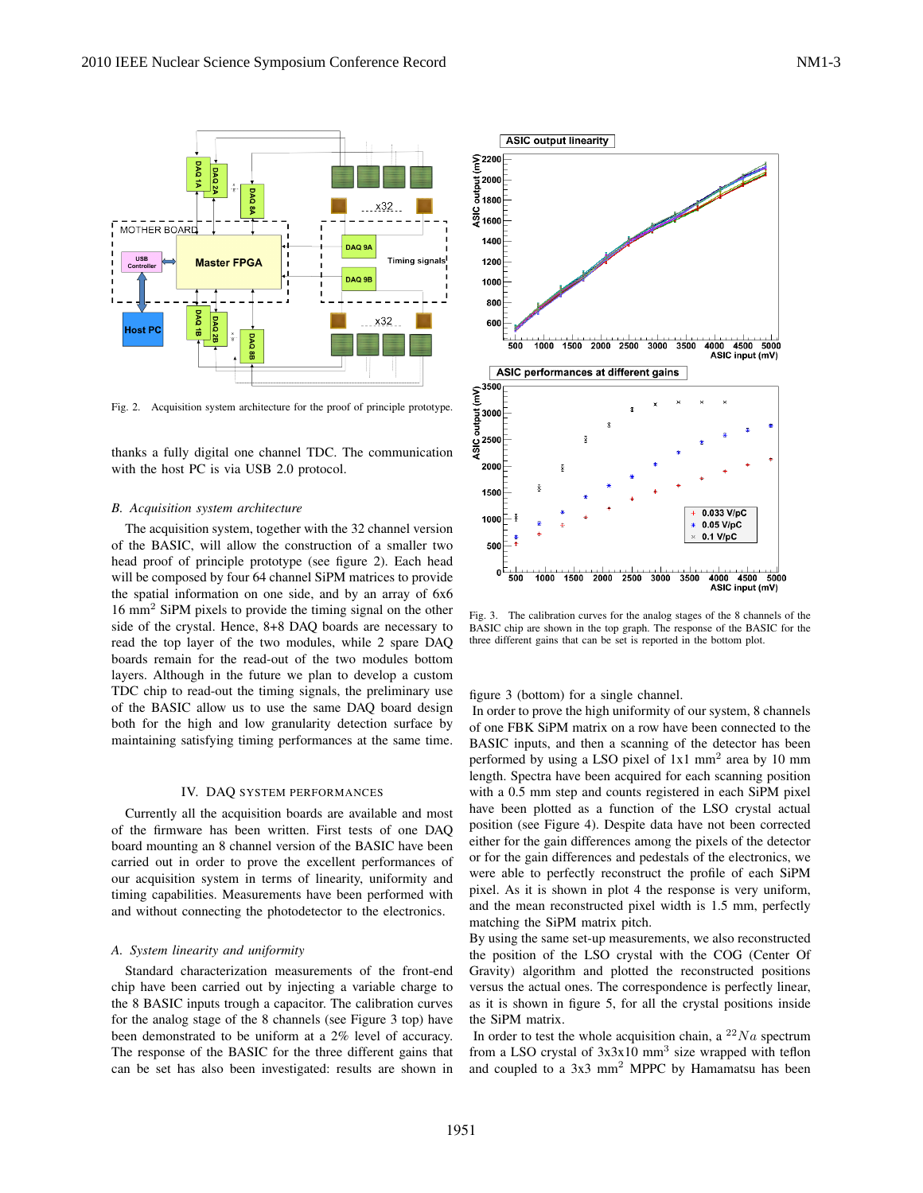Fig. 2. Acquisition system architecture for the proof of principle prototype.

thanks a fully digital one channel TDC. The communication with the host PC is via USB 2.0 protocol.

### *B. Acquisition system architecture*

The acquisition system, together with the 32 channel version of the BASIC, will allow the construction of a smaller two head proof of principle prototype (see figure 2). Each head will be composed by four 64 channel SiPM matrices to provide the spatial information on one side, and by an array of 6x6 16 $mm^2$ SiPM pixels to provide the timing signal on the other side of the crystal. Hence, 8+8 DAQ boards are necessary to read the top layer of the two modules, while 2 spare DAQ boards remain for the read-out of the two modules bottom layers. Although in the future we plan to develop a custom TDC chip to read-out the timing signals, the preliminary use of the BASIC allow us to use the same DAQ board design both for the high and low granularity detection surface by maintaining satisfying timing performances at the same time.

## IV. DAQ SYSTEM PERFORMANCES

Currently all the acquisition boards are available and most of the firmware has been written. First tests of one DAQ board mounting an 8 channel version of the BASIC have been carried out in order to prove the excellent performances of our acquisition system in terms of linearity, uniformity and timing capabilities. Measurements have been performed with and without connecting the photodetector to the electronics.

### *A. System linearity and uniformity*

Standard characterization measurements of the front-end chip have been carried out by injecting a variable charge to the 8 BASIC inputs trough a capacitor. The calibration curves for the analog stage of the 8 channels (see Figure 3 top) have been demonstrated to be uniform at a 2% level of accuracy. The response of the BASIC for the three different gains that can be set has also been investigated: results are shown in figure 3 (bottom) for a single channel.

Fig. 3. The calibration curves for the analog stages of the 8 channels of the BASIC chip are shown in the top graph. The response of the BASIC for the three different gains that can be set is reported in the bottom plot.

In order to prove the high uniformity of our system, 8 channels of one FBK SiPM matrix on a row have been connected to the BASIC inputs, and then a scanning of the detector has been performed by using a LSO pixel of 1x1 $mm^2$ area by 10 mm length. Spectra have been acquired for each scanning position with a 0.5 mm step and counts registered in each SiPM pixel have been plotted as a function of the LSO crystal actual position (see Figure 4). Despite data have not been corrected either for the gain differences among the pixels of the detector or for the gain differences and pedestals of the electronics, we were able to perfectly reconstruct the profile of each SiPM pixel. As it is shown in plot 4 the response is very uniform, and the mean reconstructed pixel width is 1.5 mm, perfectly matching the SiPM matrix pitch.

By using the same set-up measurements, we also reconstructed the position of the LSO crystal with the COG (Center Of Gravity) algorithm and plotted the reconstructed positions versus the actual ones. The correspondence is perfectly linear, as it is shown in figure 5, for all the crystal positions inside the SiPM matrix.

In order to test the whole acquisition chain, a $^{22}Na$ spectrum from a LSO crystal of 3x3x10 $mm^3$ size wrapped with teflon and coupled to a 3x3 $mm^2$ MPPC by Hamamatsu has been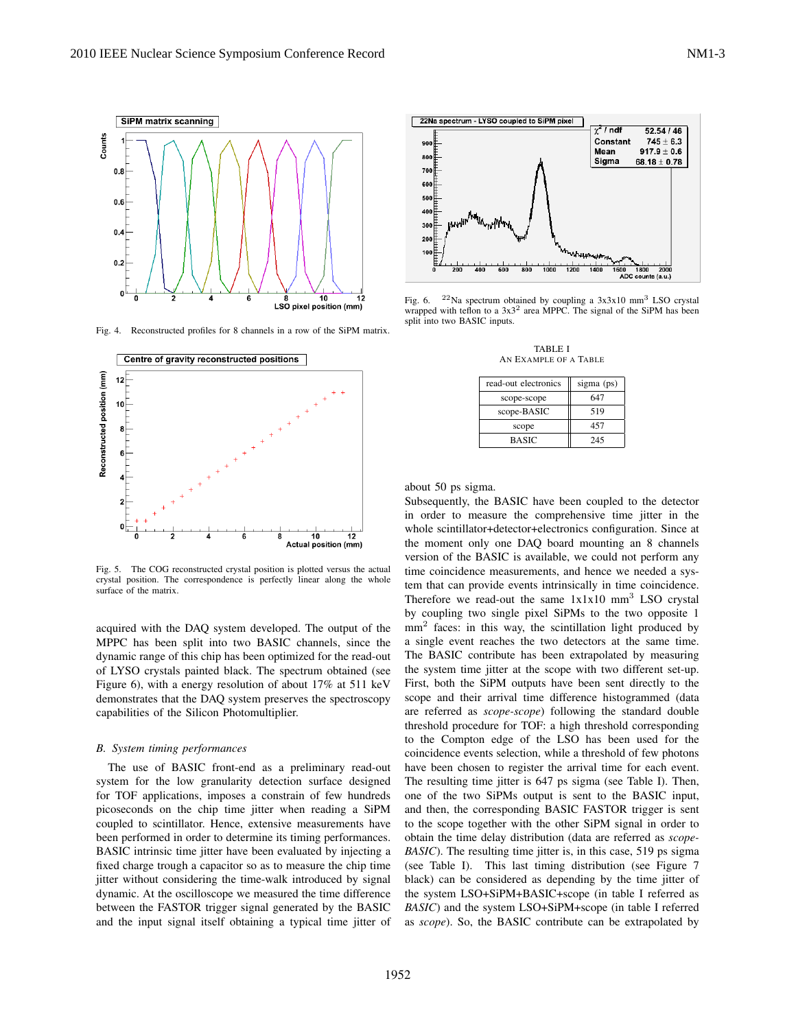Fig. 4. Reconstructed profiles for 8 channels in a row of the SiPM matrix.

Fig. 5. The COG reconstructed crystal position is plotted versus the actual crystal position. The correspondence is perfectly linear along the whole surface of the matrix.

acquired with the DAQ system developed. The output of the MPPC has been split into two BASIC channels, since the dynamic range of this chip has been optimized for the read-out of LYSO crystals painted black. The spectrum obtained (see Figure 6), with a energy resolution of about 17% at 511 keV demonstrates that the DAQ system preserves the spectroscopy capabilities of the Silicon Photomultiplier.

### *B. System timing performances*

The use of BASIC front-end as a preliminary read-out system for the low granularity detection surface designed for TOF applications, imposes a constrain of few hundreds picoseconds on the chip time jitter when reading a SiPM coupled to scintillator. Hence, extensive measurements have been performed in order to determine its timing performances. BASIC intrinsic time jitter have been evaluated by injecting a fixed charge trough a capacitor so as to measure the chip time jitter without considering the time-walk introduced by signal dynamic. At the oscilloscope we measured the time difference between the FASTOR trigger signal generated by the BASIC and the input signal itself obtaining a typical time jitter of about 50 ps sigma.

Fig. 6. $^{22}$Na spectrum obtained by coupling a 3x3x10 mm$^3$ LSO crystal wrapped with teflon to a 3x3$^2$ area MPPC. The signal of the SiPM has been split into two BASIC inputs.

TABLE I
AN EXAMPLE OF A TABLE

| read-out electronics | sigma (ps) |
|---|---|
| scope-scope | 647 |
| scope-BASIC | 519 |
| scope | 457 |
| BASIC | 245 |

Subsequently, the BASIC have been coupled to the detector in order to measure the comprehensive time jitter in the whole scintillator+detector+electronics configuration. Since at the moment only one DAQ board mounting an 8 channels version of the BASIC is available, we could not perform any time coincidence measurements, and hence we needed a system that can provide events intrinsically in time coincidence. Therefore we read-out the same 1x1x10 mm$^3$ LSO crystal by coupling two single pixel SiPMs to the two opposite 1 mm$^2$ faces: in this way, the scintillation light produced by a single event reaches the two detectors at the same time. The BASIC contribute has been extrapolated by measuring the system time jitter at the scope with two different set-up. First, both the SiPM outputs have been sent directly to the scope and their arrival time difference histogrammed (data are referred as *scope-scope*) following the standard double threshold procedure for TOF: a high threshold corresponding to the Compton edge of the LSO has been used for the coincidence events selection, while a threshold of few photons have been chosen to register the arrival time for each event. The resulting time jitter is 647 ps sigma (see Table I). Then, one of the two SiPMs output is sent to the BASIC input, and then, the corresponding BASIC FASTOR trigger is sent to the scope together with the other SiPM signal in order to obtain the time delay distribution (data are referred as *scope-BASIC*). The resulting time jitter is, in this case, 519 ps sigma (see Table I). This last timing distribution (see Figure 7 black) can be considered as depending by the time jitter of the system LSO+SiPM+BASIC+scope (in table I referred as *BASIC*) and the system LSO+SiPM+scope (in table I referred as *scope*). So, the BASIC contribute can be extrapolated by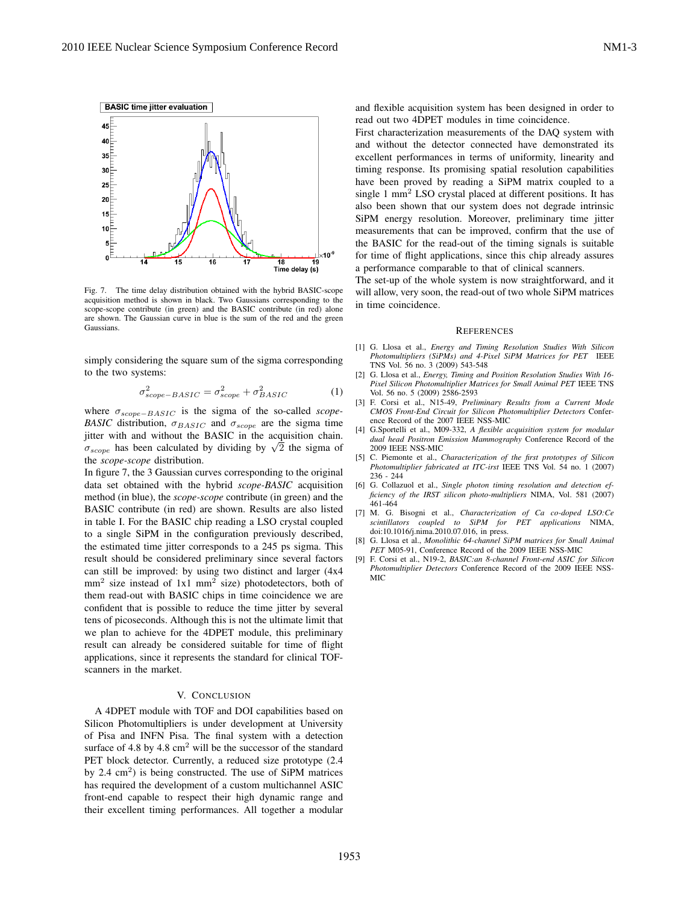BASIC time jitter evaluation

45
40
35
30
25
20
15
10
5
0

14
15
16
17
18
19
$\times 10^{-9}$
Time delay (s)

Fig. 7. The time delay distribution obtained with the hybrid BASIC-scope acquisition method is shown in black. Two Gaussians corresponding to the scope-scope contribute (in green) and the BASIC contribute (in red) alone are shown. The Gaussian curve in blue is the sum of the red and the green Gaussians.

simply considering the square sum of the sigma corresponding to the two systems:

$$\sigma^2_{scope-BASIC} = \sigma^2_{scope} + \sigma^2_{BASIC} \quad (1)$$

where $\sigma_{scope-BASIC}$ is the sigma of the so-called *scope-BASIC* distribution, $\sigma_{BASIC}$ and $\sigma_{scope}$ are the sigma time jitter with and without the BASIC in the acquisition chain. $\sigma_{scope}$ has been calculated by dividing by $\sqrt{2}$ the sigma of the *scope-scope* distribution.

In figure 7, the 3 Gaussian curves corresponding to the original data set obtained with the hybrid *scope-BASIC* acquisition method (in blue), the *scope-scope* contribute (in green) and the BASIC contribute (in red) are shown. Results are also listed in table I. For the BASIC chip reading a LSO crystal coupled to a single SiPM in the configuration previously described, the estimated time jitter corresponds to a 245 ps sigma. This result should be considered preliminary since several factors can still be improved: by using two distinct and larger (4x4 mm$^2$ size instead of 1x1 mm$^2$ size) photodetectors, both of them read-out with BASIC chips in time coincidence we are confident that is possible to reduce the time jitter by several tens of picoseconds. Although this is not the ultimate limit that we plan to achieve for the 4DPET module, this preliminary result can already be considered suitable for time of flight applications, since it represents the standard for clinical TOF-scanners in the market.

## V. Conclusion

A 4DPET module with TOF and DOI capabilities based on Silicon Photomultipliers is under development at University of Pisa and INFN Pisa. The final system with a detection surface of 4.8 by 4.8 cm$^2$ will be the successor of the standard PET block detector. Currently, a reduced size prototype (2.4 by 2.4 cm$^2$) is being constructed. The use of SiPM matrices has required the development of a custom multichannel ASIC front-end capable to respect their high dynamic range and their excellent timing performances. All together a modular and flexible acquisition system has been designed in order to read out two 4DPET modules in time coincidence.

First characterization measurements of the DAQ system with and without the detector connected have demonstrated its excellent performances in terms of uniformity, linearity and timing response. Its promising spatial resolution capabilities have been proved by reading a SiPM matrix coupled to a single 1 mm$^2$ LSO crystal placed at different positions. It has also been shown that our system does not degrade intrinsic SiPM energy resolution. Moreover, preliminary time jitter measurements that can be improved, confirm that the use of the BASIC for the read-out of the timing signals is suitable for time of flight applications, since this chip already assures a performance comparable to that of clinical scanners.

The set-up of the whole system is now straightforward, and it will allow, very soon, the read-out of two whole SiPM matrices in time coincidence.

## References

[1] G. Llosa et al., *Energy and Timing Resolution Studies With Silicon Photomultipliers (SiPMs) and 4-Pixel SiPM Matrices for PET* IEEE TNS Vol. 56 no. 3 (2009) 543-548

[2] G. Llosa et al., *Energy, Timing and Position Resolution Studies With 16-Pixel Silicon Photomultiplier Matrices for Small Animal PET* IEEE TNS Vol. 56 no. 5 (2009) 2586-2593

[3] F. Corsi et al., N15-49, *Preliminary Results from a Current Mode CMOS Front-End Circuit for Silicon Photomultiplier Detectors* Conference Record of the 2007 IEEE NSS-MIC

[4] G.Sportelli et al., M09-332, *A flexible acquisition system for modular dual head Positron Emission Mammography* Conference Record of the 2009 IEEE NSS-MIC

[5] C. Piemonte et al., *Characterization of the first prototypes of Silicon Photomultiplier fabricated at ITC-irst* IEEE TNS Vol. 54 no. 1 (2007) 236 - 244

[6] G. Collazuol et al., *Single photon timing resolution and detection efficiency of the IRST silicon photo-multipliers* NIMA, Vol. 581 (2007) 461-464

[7] M. G. Bisogni et al., *Characterization of Ca co-doped LSO:Ce scintillators coupled to SiPM for PET applications* NIMA, doi:10.1016/j.nima.2010.07.016, in press.

[8] G. Llosa et al., *Monolithic 64-channel SiPM matrices for Small Animal PET* M05-91, Conference Record of the 2009 IEEE NSS-MIC

[9] F. Corsi et al., N19-2, *BASIC:an 8-channel Front-end ASIC for Silicon Photomultiplier Detectors* Conference Record of the 2009 IEEE NSS-MIC